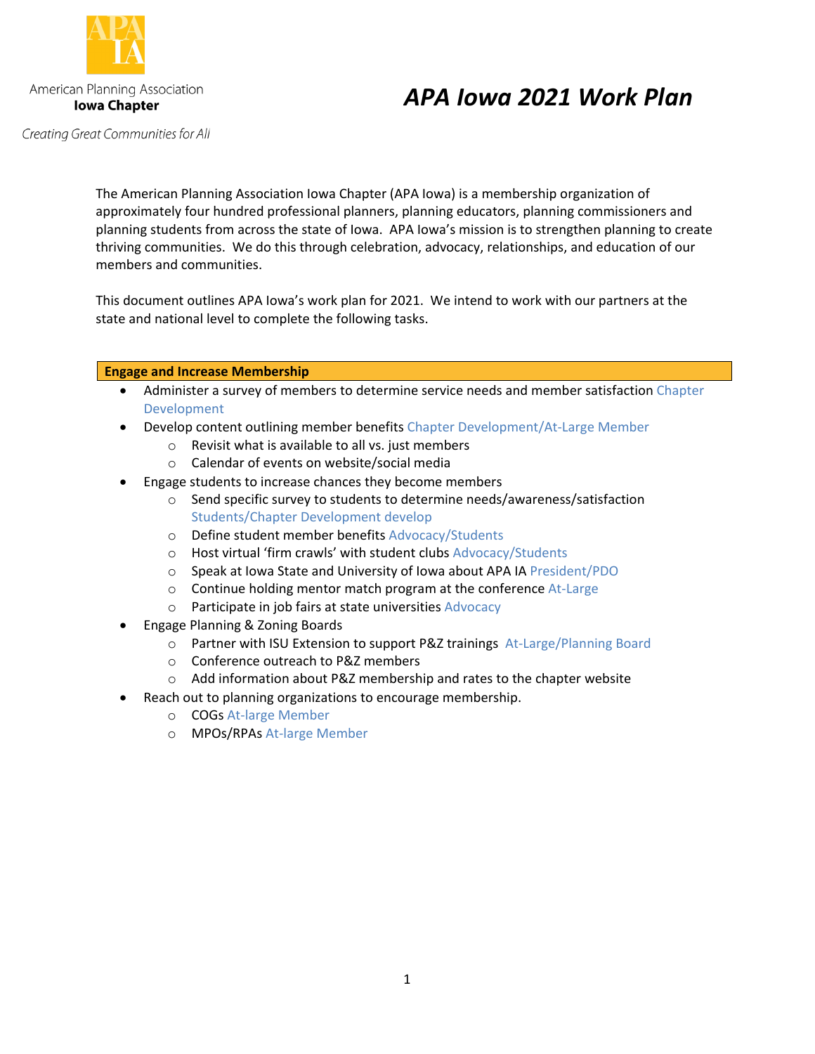APA IA

American Planning Association
**Iowa Chapter**

*Creating Great Communities for All*

# *APA Iowa 2021 Work Plan*

The American Planning Association Iowa Chapter (APA Iowa) is a membership organization of approximately four hundred professional planners, planning educators, planning commissioners and planning students from across the state of Iowa. APA Iowa's mission is to strengthen planning to create thriving communities. We do this through celebration, advocacy, relationships, and education of our members and communities.

This document outlines APA Iowa's work plan for 2021. We intend to work with our partners at the state and national level to complete the following tasks.

## Engage and Increase Membership

- Administer a survey of members to determine service needs and member satisfaction Chapter Development
- Develop content outlining member benefits Chapter Development/At-Large Member
  - Revisit what is available to all vs. just members
  - Calendar of events on website/social media
- Engage students to increase chances they become members
  - Send specific survey to students to determine needs/awareness/satisfaction Students/Chapter Development develop
  - Define student member benefits Advocacy/Students
  - Host virtual 'firm crawls' with student clubs Advocacy/Students
  - Speak at Iowa State and University of Iowa about APA IA President/PDO
  - Continue holding mentor match program at the conference At-Large
  - Participate in job fairs at state universities Advocacy
- Engage Planning & Zoning Boards
  - Partner with ISU Extension to support P&Z trainings At-Large/Planning Board
  - Conference outreach to P&Z members
  - Add information about P&Z membership and rates to the chapter website
- Reach out to planning organizations to encourage membership.
  - COGs At-large Member
  - MPOs/RPAs At-large Member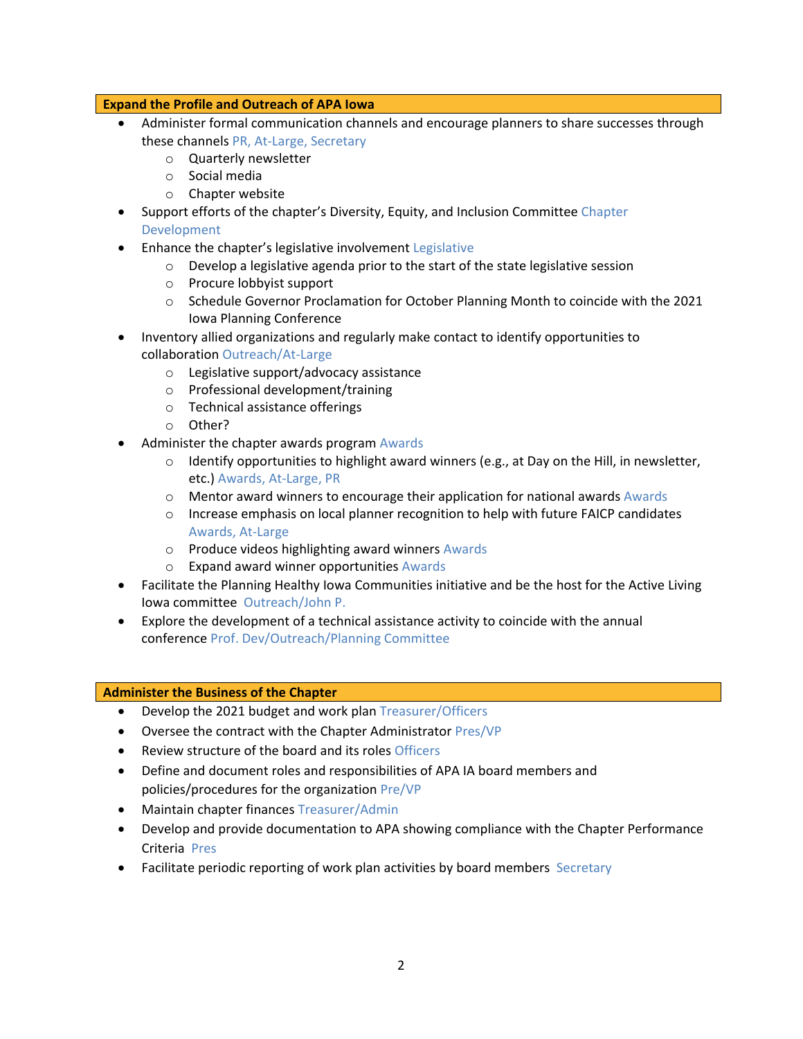## Expand the Profile and Outreach of APA Iowa

- Administer formal communication channels and encourage planners to share successes through these channels PR, At-Large, Secretary
  - Quarterly newsletter
  - Social media
  - Chapter website
- Support efforts of the chapter's Diversity, Equity, and Inclusion Committee Chapter Development
- Enhance the chapter's legislative involvement Legislative
  - Develop a legislative agenda prior to the start of the state legislative session
  - Procure lobbyist support
  - Schedule Governor Proclamation for October Planning Month to coincide with the 2021 Iowa Planning Conference
- Inventory allied organizations and regularly make contact to identify opportunities to collaboration Outreach/At-Large
  - Legislative support/advocacy assistance
  - Professional development/training
  - Technical assistance offerings
  - Other?
- Administer the chapter awards program Awards
  - Identify opportunities to highlight award winners (e.g., at Day on the Hill, in newsletter, etc.) Awards, At-Large, PR
  - Mentor award winners to encourage their application for national awards Awards
  - Increase emphasis on local planner recognition to help with future FAICP candidates Awards, At-Large
  - Produce videos highlighting award winners Awards
  - Expand award winner opportunities Awards
- Facilitate the Planning Healthy Iowa Communities initiative and be the host for the Active Living Iowa committee Outreach/John P.
- Explore the development of a technical assistance activity to coincide with the annual conference Prof. Dev/Outreach/Planning Committee

## Administer the Business of the Chapter

- Develop the 2021 budget and work plan Treasurer/Officers
- Oversee the contract with the Chapter Administrator Pres/VP
- Review structure of the board and its roles Officers
- Define and document roles and responsibilities of APA IA board members and policies/procedures for the organization Pre/VP
- Maintain chapter finances Treasurer/Admin
- Develop and provide documentation to APA showing compliance with the Chapter Performance Criteria Pres
- Facilitate periodic reporting of work plan activities by board members Secretary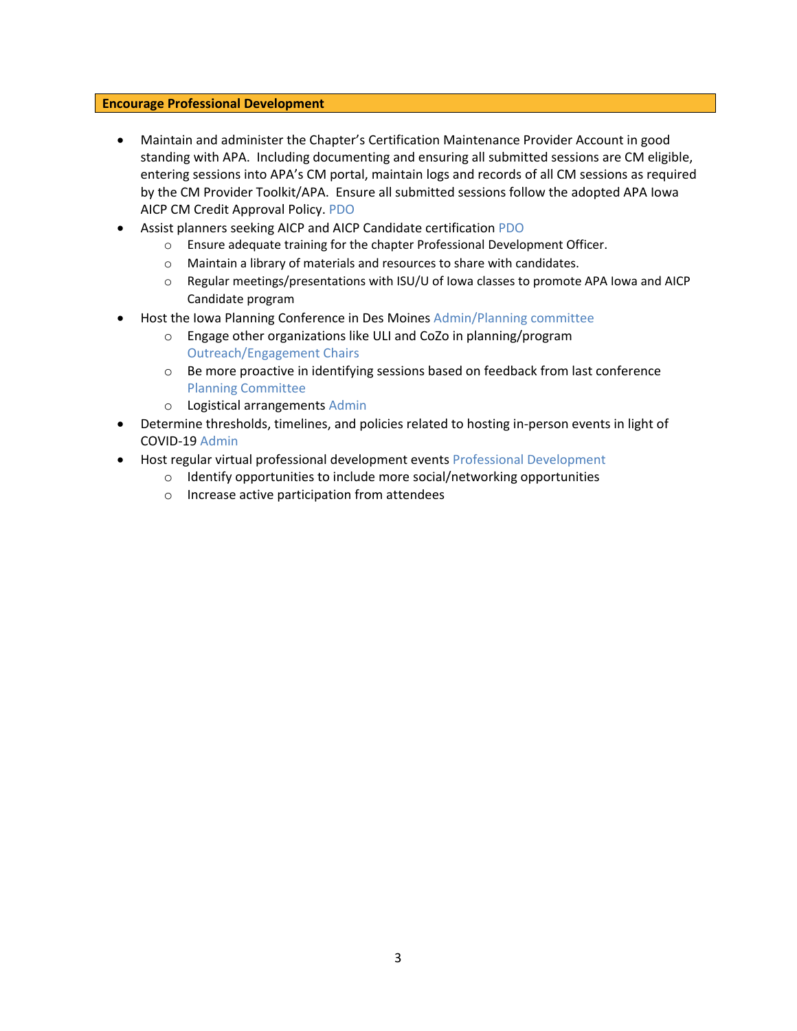**Encourage Professional Development**

- Maintain and administer the Chapter's Certification Maintenance Provider Account in good standing with APA. Including documenting and ensuring all submitted sessions are CM eligible, entering sessions into APA's CM portal, maintain logs and records of all CM sessions as required by the CM Provider Toolkit/APA. Ensure all submitted sessions follow the adopted APA Iowa AICP CM Credit Approval Policy. PDO
- Assist planners seeking AICP and AICP Candidate certification PDO
  - Ensure adequate training for the chapter Professional Development Officer.
  - Maintain a library of materials and resources to share with candidates.
  - Regular meetings/presentations with ISU/U of Iowa classes to promote APA Iowa and AICP Candidate program
- Host the Iowa Planning Conference in Des Moines Admin/Planning committee
  - Engage other organizations like ULI and CoZo in planning/program Outreach/Engagement Chairs
  - Be more proactive in identifying sessions based on feedback from last conference Planning Committee
  - Logistical arrangements Admin
- Determine thresholds, timelines, and policies related to hosting in-person events in light of COVID-19 Admin
- Host regular virtual professional development events Professional Development
  - Identify opportunities to include more social/networking opportunities
  - Increase active participation from attendees